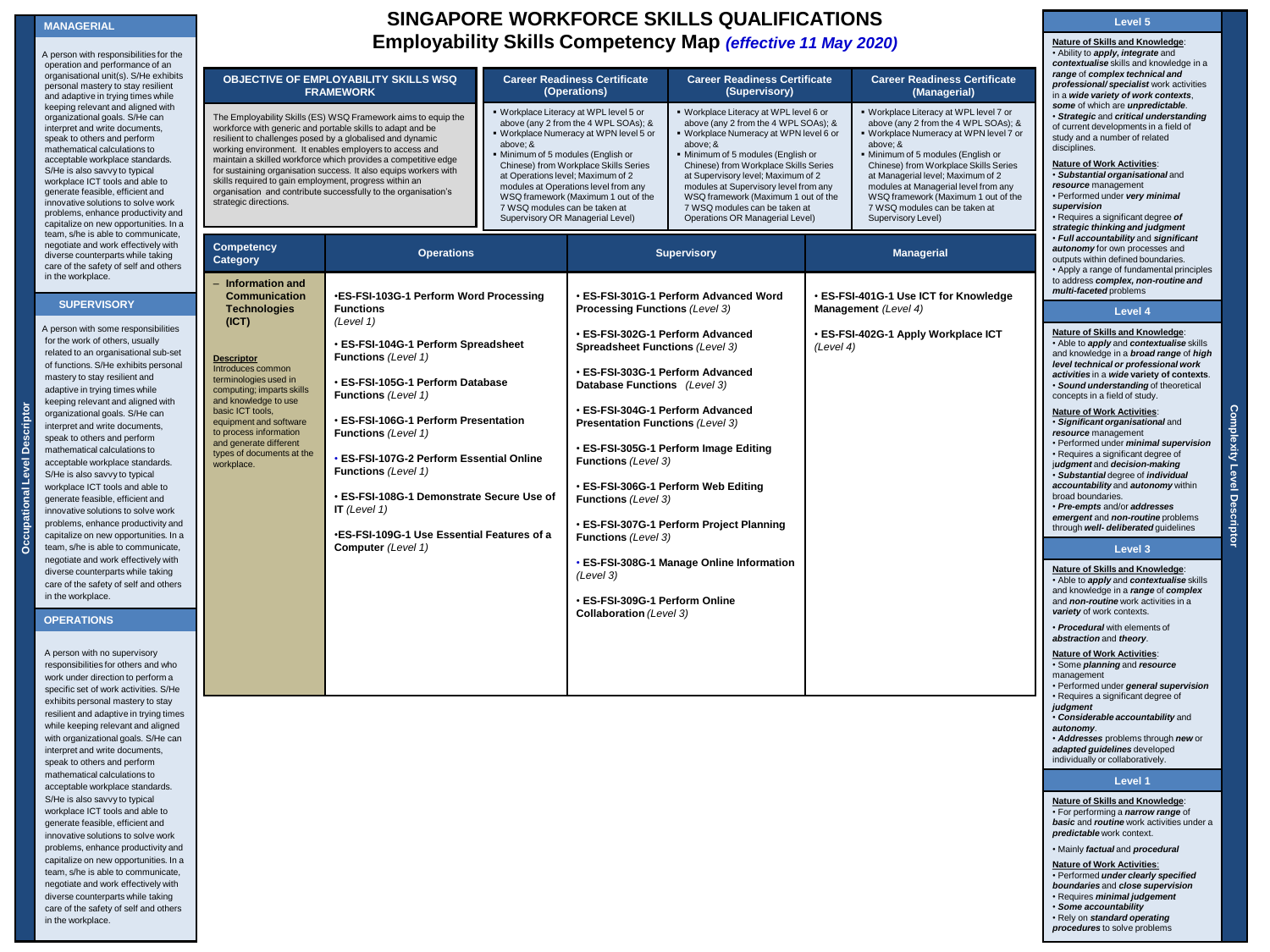# SINGAPORE WORKFORCE SKILLS QUALIFICATIONS

## Employability Skills Competency Map *(effective 11 May 2020)*

### Occupational Level Descriptor

**MANAGERIAL**

A person with responsibilities for the operation and performance of an organisational unit(s). S/He exhibits personal mastery to stay resilient and adaptive in trying times while keeping relevant and aligned with organizational goals. S/He can interpret and write documents, speak to others and perform mathematical calculations to acceptable workplace standards. S/He is also savvy to typical workplace ICT tools and able to generate feasible, efficient and innovative solutions to solve work problems, enhance productivity and capitalize on new opportunities. In a team, s/he is able to communicate, negotiate and work effectively with diverse counterparts while taking care of the safety of self and others in the workplace.

**SUPERVISORY**

A person with some responsibilities for the work of others, usually related to an organisational sub-set of functions. S/He exhibits personal mastery to stay resilient and adaptive in trying times while keeping relevant and aligned with organizational goals. S/He can interpret and write documents, speak to others and perform mathematical calculations to acceptable workplace standards. S/He is also savvy to typical workplace ICT tools and able to generate feasible, efficient and innovative solutions to solve work problems, enhance productivity and capitalize on new opportunities. In a team, s/he is able to communicate, negotiate and work effectively with diverse counterparts while taking care of the safety of self and others in the workplace.

**OPERATIONS**

A person with no supervisory responsibilities for others and who work under direction to perform a specific set of work activities. S/He exhibits personal mastery to stay resilient and adaptive in trying times while keeping relevant and aligned with organizational goals. S/He can interpret and write documents, speak to others and perform mathematical calculations to acceptable workplace standards. S/He is also savvy to typical workplace ICT tools and able to generate feasible, efficient and innovative solutions to solve work problems, enhance productivity and capitalize on new opportunities. In a team, s/he is able to communicate, negotiate and work effectively with diverse counterparts while taking care of the safety of self and others in the workplace.

| OBJECTIVE OF EMPLOYABILITY SKILLS WSQ FRAMEWORK | Career Readiness Certificate (Operations) | Career Readiness Certificate (Supervisory) | Career Readiness Certificate (Managerial) |
|---|---|---|---|
| The Employability Skills (ES) WSQ Framework aims to equip the workforce with generic and portable skills to adapt and be resilient to challenges posed by a globalised and dynamic working environment. It enables employers to access and maintain a skilled workforce which provides a competitive edge for sustaining organisation success. It also equips workers with skills required to gain employment, progress within an organisation and contribute successfully to the organisation's strategic directions. | ▪ Workplace Literacy at WPL level 5 or above (any 2 from the 4 WPL SOAs); & ▪ Workplace Numeracy at WPN level 5 or above; & ▪ Minimum of 5 modules (English or Chinese) from Workplace Skills Series at Operations level; Maximum of 2 modules at Operations level from any WSQ framework (Maximum 1 out of the 7 WSQ modules can be taken at Supervisory OR Managerial Level) | ▪ Workplace Literacy at WPL level 6 or above (any 2 from the 4 WPL SOAs); & ▪ Workplace Numeracy at WPN level 6 or above; & ▪ Minimum of 5 modules (English or Chinese) from Workplace Skills Series at Supervisory level; Maximum of 2 modules at Supervisory level from any WSQ framework (Maximum 1 out of the 7 WSQ modules can be taken at Operations OR Managerial Level) | ▪ Workplace Literacy at WPL level 7 or above (any 2 from the 4 WPL SOAs); & ▪ Workplace Numeracy at WPN level 7 or above; & ▪ Minimum of 5 modules (English or Chinese) from Workplace Skills Series at Managerial level; Maximum of 2 modules at Managerial level from any WSQ framework (Maximum 1 out of the 7 WSQ modules can be taken at Supervisory Level) |

| Competency Category | Operations | Supervisory | Managerial |
|---|---|---|---|
| – **Information and Communication Technologies (ICT)**<br><br>**Descriptor**<br>Introduces common terminologies used in computing; imparts skills and knowledge to use basic ICT tools, equipment and software to process information and generate different types of documents at the workplace. | •**ES-FSI-103G-1 Perform Word Processing Functions** *(Level 1)*<br><br>• **ES-FSI-104G-1 Perform Spreadsheet Functions** *(Level 1)*<br><br>• **ES-FSI-105G-1 Perform Database Functions** *(Level 1)*<br><br>• **ES-FSI-106G-1 Perform Presentation Functions** *(Level 1)*<br><br>• **ES-FSI-107G-2 Perform Essential Online Functions** *(Level 1)*<br><br>• **ES-FSI-108G-1 Demonstrate Secure Use of IT** *(Level 1)*<br><br>•**ES-FSI-109G-1 Use Essential Features of a Computer** *(Level 1)* | • **ES-FSI-301G-1 Perform Advanced Word Processing Functions** *(Level 3)*<br><br>• **ES-FSI-302G-1 Perform Advanced Spreadsheet Functions** *(Level 3)*<br><br>• **ES-FSI-303G-1 Perform Advanced Database Functions** *(Level 3)*<br><br>• **ES-FSI-304G-1 Perform Advanced Presentation Functions** *(Level 3)*<br><br>• **ES-FSI-305G-1 Perform Image Editing Functions** *(Level 3)*<br><br>• **ES-FSI-306G-1 Perform Web Editing Functions** *(Level 3)*<br><br>• **ES-FSI-307G-1 Perform Project Planning Functions** *(Level 3)*<br><br>• **ES-FSI-308G-1 Manage Online Information** *(Level 3)*<br><br>• **ES-FSI-309G-1 Perform Online Collaboration** *(Level 3)* | • **ES-FSI-401G-1 Use ICT for Knowledge Management** *(Level 4)*<br><br>• **ES-FSI-402G-1 Apply Workplace ICT** *(Level 4)* |

### Complexity Level Descriptor

**Level 5**

<u>Nature of Skills and Knowledge</u>:
- Ability to ***apply, integrate*** and ***contextualise*** skills and knowledge in a ***range*** of ***complex technical and professional/ specialist*** work activities in a ***wide variety of work contexts***, ***some*** of which are ***unpredictable***.
- ***Strategic*** and ***critical understanding*** of current developments in a field of study and a number of related disciplines.

<u>Nature of Work Activities</u>:
- ***Substantial organisational*** and ***resource*** management
- Performed under ***very minimal supervision***
- Requires a significant degree ***of strategic thinking and judgment***
- ***Full accountability*** and ***significant autonomy*** for own processes and outputs within defined boundaries.
- Apply a range of fundamental principles to address ***complex, non-routine and multi-faceted*** problems

**Level 4**

<u>Nature of Skills and Knowledge</u>:
- Able to ***apply*** and ***contextualise*** skills and knowledge in a ***broad range*** of ***high level technical or professional work activities*** in a ***wide*** variety of ***contexts***.
- ***Sound understanding*** of theoretical concepts in a field of study.

<u>Nature of Work Activities</u>:
- ***Significant organisational*** and ***resource*** management
- Performed under ***minimal supervision***
- Requires a significant degree of ***judgment*** and ***decision-making***
- ***Substantial*** degree of ***individual accountability*** and ***autonomy*** within broad boundaries.
- ***Pre-empts*** and/or ***addresses emergent*** and ***non-routine*** problems through ***well- deliberated*** guidelines

**Level 3**

<u>Nature of Skills and Knowledge</u>:
- Able to ***apply*** and ***contextualise*** skills and knowledge in a ***range*** of ***complex*** and ***non-routine*** work activities in a ***variety*** of work contexts.
- ***Procedural*** with elements of ***abstraction*** and ***theory***.

<u>Nature of Work Activities</u>:
- Some ***planning*** and ***resource*** management
- Performed under ***general supervision***
- Requires a significant degree of ***judgment***
- ***Considerable accountability*** and ***autonomy***.
- ***Addresses*** problems through ***new*** or ***adapted guidelines*** developed individually or collaboratively.

**Level 1**

<u>Nature of Skills and Knowledge</u>:
- For performing a ***narrow range*** of ***basic*** and ***routine*** work activities under a ***predictable*** work context.
- Mainly ***factual*** and ***procedural***

<u>Nature of Work Activities</u>:
- Performed ***under clearly specified boundaries*** and ***close supervision***
- Requires ***minimal judgement***
- ***Some accountability***
- Rely on ***standard operating procedures*** to solve problems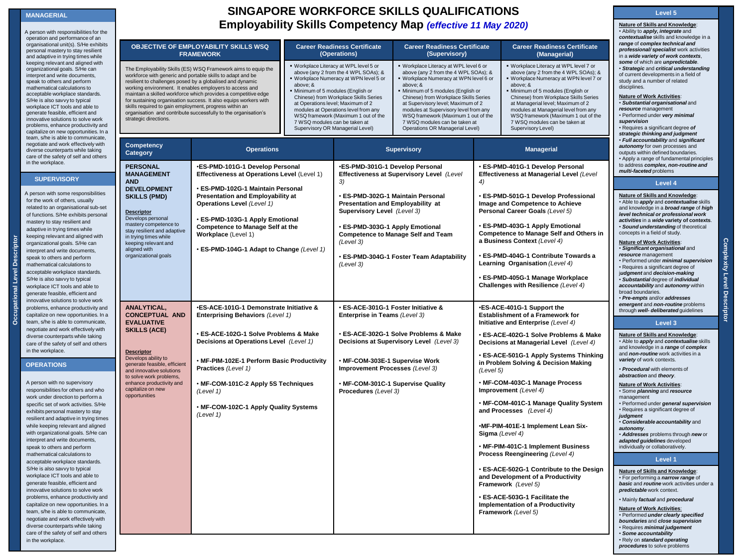# SINGAPORE WORKFORCE SKILLS QUALIFICATIONS

## Employability Skills Competency Map *(effective 11 May 2020)*

## Occupational Level Descriptor

### MANAGERIAL

A person with responsibilities for the operation and performance of an organisational unit(s). S/He exhibits personal mastery to stay resilient and adaptive in trying times while keeping relevant and aligned with organizational goals. S/He can interpret and write documents, speak to others and perform mathematical calculations to acceptable workplace standards. S/He is also savvy to typical workplace ICT tools and able to generate feasible, efficient and innovative solutions to solve work problems, enhance productivity and capitalize on new opportunities. In a team, s/he is able to communicate, negotiate and work effectively with diverse counterparts while taking care of the safety of self and others in the workplace.

### SUPERVISORY

A person with some responsibilities for the work of others, usually related to an organisational sub-set of functions. S/He exhibits personal mastery to stay resilient and adaptive in trying times while keeping relevant and aligned with organizational goals. S/He can interpret and write documents, speak to others and perform mathematical calculations to acceptable workplace standards. S/He is also savvy to typical workplace ICT tools and able to generate feasible, efficient and innovative solutions to solve work problems, enhance productivity and capitalize on new opportunities. In a team, s/he is able to communicate, negotiate and work effectively with diverse counterparts while taking care of the safety of self and others in the workplace.

### OPERATIONS

A person with no supervisory responsibilities for others and who work under direction to perform a specific set of work activities. S/He exhibits personal mastery to stay resilient and adaptive in trying times while keeping relevant and aligned with organizational goals. S/He can interpret and write documents, speak to others and perform mathematical calculations to acceptable workplace standards. S/He is also savvy to typical workplace ICT tools and able to generate feasible, efficient and innovative solutions to solve work problems, enhance productivity and capitalize on new opportunities. In a team, s/he is able to communicate, negotiate and work effectively with diverse counterparts while taking care of the safety of self and others in the workplace.

## Framework

| OBJECTIVE OF EMPLOYABILITY SKILLS WSQ FRAMEWORK | Career Readiness Certificate (Operations) | Career Readiness Certificate (Supervisory) | Career Readiness Certificate (Managerial) |
|---|---|---|---|
| The Employability Skills (ES) WSQ Framework aims to equip the workforce with generic and portable skills to adapt and be resilient to challenges posed by a globalised and dynamic working environment. It enables employers to access and maintain a skilled workforce which provides a competitive edge for sustaining organisation success. It also equips workers with skills required to gain employment, progress within an organisation and contribute successfully to the organisation's strategic directions. | ▪ Workplace Literacy at WPL level 5 or above (any 2 from the 4 WPL SOAs); & ▪ Workplace Numeracy at WPN level 5 or above; & ▪ Minimum of 5 modules (English or Chinese) from Workplace Skills Series at Operations level; Maximum of 2 modules at Operations level from any WSQ framework (Maximum 1 out of the 7 WSQ modules can be taken at Supervisory OR Managerial Level) | ▪ Workplace Literacy at WPL level 6 or above (any 2 from the 4 WPL SOAs); & ▪ Workplace Numeracy at WPN level 6 or above; & ▪ Minimum of 5 modules (English or Chinese) from Workplace Skills Series at Supervisory level; Maximum of 2 modules at Supervisory level from any WSQ framework (Maximum 1 out of the 7 WSQ modules can be taken at Operations OR Managerial Level) | ▪ Workplace Literacy at WPL level 7 or above (any 2 from the 4 WPL SOAs); & ▪ Workplace Numeracy at WPN level 7 or above; & ▪ Minimum of 5 modules (English or Chinese) from Workplace Skills Series at Managerial level; Maximum of 2 modules at Managerial level from any WSQ framework (Maximum 1 out of the 7 WSQ modules can be taken at Supervisory Level) |

| Competency Category | Operations | Supervisory | Managerial |
|---|---|---|---|
| **PERSONAL MANAGEMENT AND DEVELOPMENT SKILLS (PMD)**<br><br>**Descriptor**<br>Develops personal mastery competence to stay resilient and adaptive in trying times while keeping relevant and aligned with organizational goals | •**ES-PMD-101G-1 Develop Personal Effectiveness at Operations Level** (Level 1)<br><br>• **ES-PMD-102G-1 Maintain Personal Presentation and Employability at Operations Level** *(Level 1)*<br><br>• **ES-PMD-103G-1 Apply Emotional Competence to Manage Self at the Workplace** (Level 1)<br><br>• **ES-PMD-104G-1 Adapt to Change** *(Level 1)* | •**ES-PMD-301G-1 Develop Personal Effectiveness at Supervisory Level** *(Level 3)*<br><br>• **ES-PMD-302G-1 Maintain Personal Presentation and Employability at Supervisory Level** *(Level 3)*<br><br>• **ES-PMD-303G-1 Apply Emotional Competence to Manage Self and Team** *(Level 3)*<br><br>• **ES-PMD-304G-1 Foster Team Adaptability** *(Level 3)* | • **ES-PMD-401G-1 Develop Personal Effectiveness at Managerial Level** *(Level 4)*<br><br>• **ES-PMD-501G-1 Develop Professional Image and Competence to Achieve Personal Career Goals** *(Level 5)*<br><br>• **ES-PMD-403G-1 Apply Emotional Competence to Manage Self and Others in a Business Context** *(Level 4)*<br><br>• **ES-PMD-404G-1 Contribute Towards a Learning Organisation** *(Level 4)*<br><br>• **ES-PMD-405G-1 Manage Workplace Challenges with Resilience** *(Level 4)* |
| **ANALYTICAL, CONCEPTUAL AND EVALUATIVE SKILLS (ACE)**<br><br>**Descriptor**<br>Develops ability to generate feasible, efficient and innovative solutions to solve work problems, enhance productivity and capitalize on new opportunities | •**ES-ACE-101G-1 Demonstrate Initiative & Enterprising Behaviors** *(Level 1)*<br><br>• **ES-ACE-102G-1 Solve Problems & Make Decisions at Operations Level** *(Level 1)*<br><br>• **MF-PIM-102E-1 Perform Basic Productivity Practices** *(Level 1)*<br><br>• **MF-COM-101C-2 Apply 5S Techniques** *(Level 1)*<br><br>• **MF-COM-102C-1 Apply Quality Systems** *(Level 1)* | • **ES-ACE-301G-1 Foster Initiative & Enterprise in Teams** *(Level 3)*<br><br>• **ES-ACE-302G-1 Solve Problems & Make Decisions at Supervisory Level** *(Level 3)*<br><br>• **MF-COM-303E-1 Supervise Work Improvement Processes** *(Level 3)*<br><br>• **MF-COM-301C-1 Supervise Quality Procedures** *(Level 3)* | •**ES-ACE-401G-1 Support the Establishment of a Framework for Initiative and Enterprise** *(Level 4)*<br><br>• **ES-ACE-402G-1 Solve Problems & Make Decisions at Managerial Level** *(Level 4)*<br><br>• **ES-ACE-501G-1 Apply Systems Thinking in Problem Solving & Decision Making** *(Level 5)*<br><br>• **MF-COM-403C-1 Manage Process Improvement** *(Level 4)*<br><br>• **MF-COM-401C-1 Manage Quality System and Processes** *(Level 4)*<br><br>•**MF-PIM-401E-1 Implement Lean Six-Sigma** *(Level 4)*<br><br>• **MF-PIM-401C-1 Implement Business Process Reengineering** *(Level 4)*<br><br>• **ES-ACE-502G-1 Contribute to the Design and Development of a Productivity Framework** *(Level 5)*<br><br>• **ES-ACE-503G-1 Facilitate the Implementation of a Productivity Framework** *(Level 5)* |

## Complexity Level Descriptor

### Level 5

**Nature of Skills and Knowledge**:
- Ability to ***apply, integrate*** and ***contextualise*** skills and knowledge in a ***range*** of ***complex technical and professional/ specialist*** work activities in a ***wide variety of work contexts***, ***some*** of which are ***unpredictable***.
- ***Strategic*** and ***critical understanding*** of current developments in a field of study and a number of related disciplines.

**Nature of Work Activities**:
- ***Substantial organisational*** and ***resource*** management
- Performed under ***very minimal supervision***
- Requires a significant degree ***of strategic thinking and judgment***
- ***Full accountability*** and ***significant autonomy*** for own processes and outputs within defined boundaries.
- Apply a range of fundamental principles to address ***complex, non-routine and multi-faceted*** problems

### Level 4

**Nature of Skills and Knowledge**:
- Able to ***apply*** and ***contextualise*** skills and knowledge in a ***broad range*** of ***high level technical or professional work activities*** in a ***wide variety of contexts***.
- ***Sound understanding*** of theoretical concepts in a field of study.

**Nature of Work Activities**:
- ***Significant organisational*** and ***resource*** management
- Performed under ***minimal supervision***
- Requires a significant degree of ***judgment*** and ***decision-making***
- ***Substantial*** degree of ***individual accountability*** and ***autonomy*** within broad boundaries.
- ***Pre-empts*** and/or ***addresses emergent*** and ***non-routine*** problems through ***well- deliberated*** guidelines

### Level 3

**Nature of Skills and Knowledge**:
- Able to ***apply*** and ***contextualise*** skills and knowledge in a ***range*** of ***complex*** and ***non-routine*** work activities in a ***variety*** of work contexts.
- ***Procedural*** with elements of ***abstraction*** and ***theory***.

**Nature of Work Activities**:
- Some ***planning*** and ***resource*** management
- Performed under ***general supervision***
- Requires a significant degree of ***judgment***
- ***Considerable accountability*** and ***autonomy***.
- ***Addresses*** problems through ***new*** or ***adapted guidelines*** developed individually or collaboratively.

### Level 1

**Nature of Skills and Knowledge**:
- For performing a ***narrow range*** of ***basic*** and ***routine*** work activities under a ***predictable*** work context.
- Mainly ***factual*** and ***procedural***

**Nature of Work Activities**:
- Performed ***under clearly specified boundaries*** and ***close supervision***
- Requires ***minimal judgement***
- ***Some accountability***
- Rely on ***standard operating procedures*** to solve problems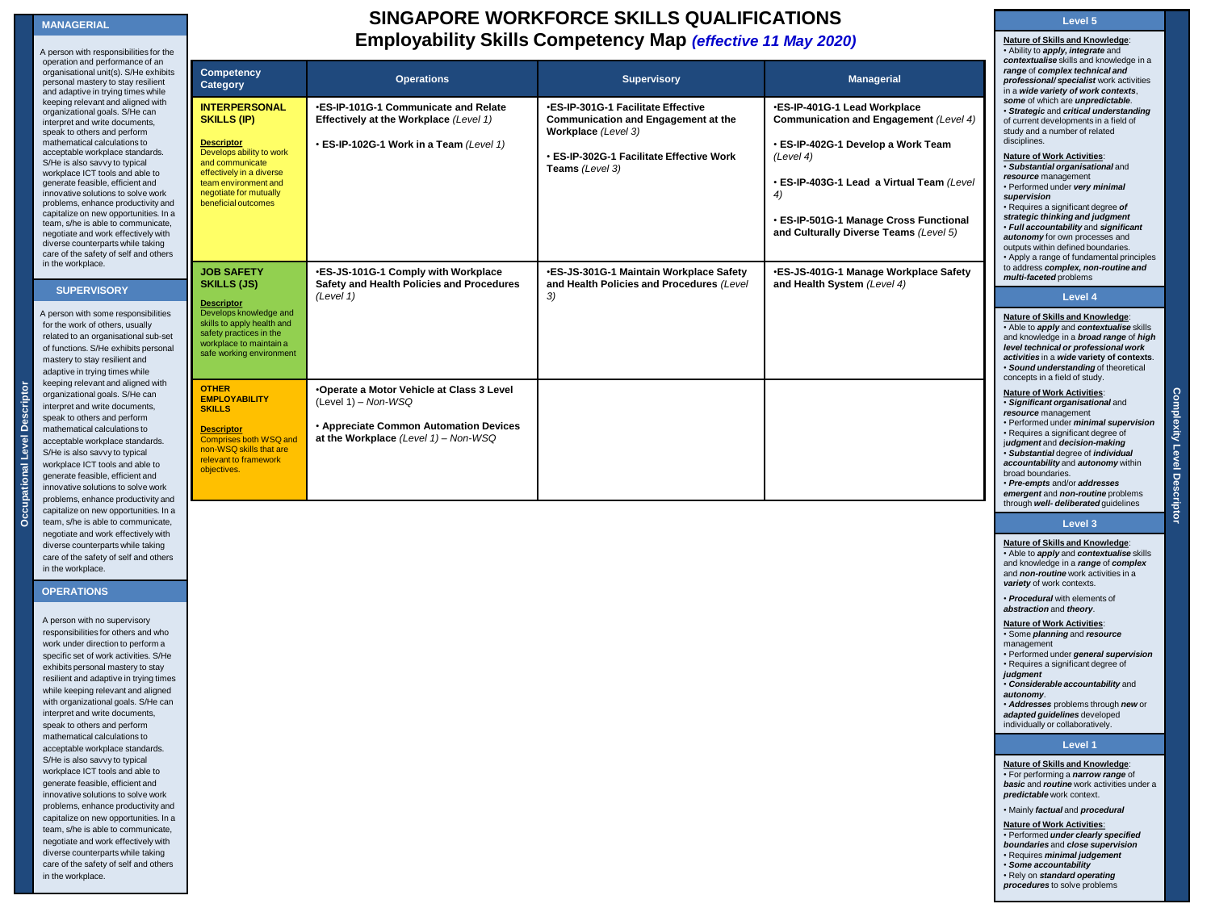# SINGAPORE WORKFORCE SKILLS QUALIFICATIONS

## Employability Skills Competency Map *(effective 11 May 2020)*

### Occupational Level Descriptor

**MANAGERIAL**

A person with responsibilities for the operation and performance of an organisational unit(s). S/He exhibits personal mastery to stay resilient and adaptive in trying times while keeping relevant and aligned with organizational goals. S/He can interpret and write documents, speak to others and perform mathematical calculations to acceptable workplace standards. S/He is also savvy to typical workplace ICT tools and able to generate feasible, efficient and innovative solutions to solve work problems, enhance productivity and capitalize on new opportunities. In a team, s/he is able to communicate, negotiate and work effectively with diverse counterparts while taking care of the safety of self and others in the workplace.

**SUPERVISORY**

A person with some responsibilities for the work of others, usually related to an organisational sub-set of functions. S/He exhibits personal mastery to stay resilient and adaptive in trying times while keeping relevant and aligned with organizational goals. S/He can interpret and write documents, speak to others and perform mathematical calculations to acceptable workplace standards. S/He is also savvy to typical workplace ICT tools and able to generate feasible, efficient and innovative solutions to solve work problems, enhance productivity and capitalize on new opportunities. In a team, s/he is able to communicate, negotiate and work effectively with diverse counterparts while taking care of the safety of self and others in the workplace.

**OPERATIONS**

A person with no supervisory responsibilities for others and who work under direction to perform a specific set of work activities. S/He exhibits personal mastery to stay resilient and adaptive in trying times while keeping relevant and aligned with organizational goals. S/He can interpret and write documents, speak to others and perform mathematical calculations to acceptable workplace standards. S/He is also savvy to typical workplace ICT tools and able to generate feasible, efficient and innovative solutions to solve work problems, enhance productivity and capitalize on new opportunities. In a team, s/he is able to communicate, negotiate and work effectively with diverse counterparts while taking care of the safety of self and others in the workplace.

| Competency Category | Operations | Supervisory | Managerial |
|---|---|---|---|
| **INTERPERSONAL SKILLS (IP)**<br><br>**Descriptor**<br>Develops ability to work and communicate effectively in a diverse team environment and negotiate for mutually beneficial outcomes | •**ES-IP-101G-1 Communicate and Relate Effectively at the Workplace** *(Level 1)*<br><br>• **ES-IP-102G-1 Work in a Team** *(Level 1)* | •**ES-IP-301G-1 Facilitate Effective Communication and Engagement at the Workplace** *(Level 3)*<br><br>• **ES-IP-302G-1 Facilitate Effective Work Teams** *(Level 3)* | •**ES-IP-401G-1 Lead Workplace Communication and Engagement** *(Level 4)*<br><br>• **ES-IP-402G-1 Develop a Work Team** *(Level 4)*<br><br>• **ES-IP-403G-1 Lead a Virtual Team** *(Level 4)*<br><br>• **ES-IP-501G-1 Manage Cross Functional and Culturally Diverse Teams** *(Level 5)* |
| **JOB SAFETY SKILLS (JS)**<br><br>**Descriptor**<br>Develops knowledge and skills to apply health and safety practices in the workplace to maintain a safe working environment | •**ES-JS-101G-1 Comply with Workplace Safety and Health Policies and Procedures** *(Level 1)* | •**ES-JS-301G-1 Maintain Workplace Safety and Health Policies and Procedures** *(Level 3)* | •**ES-JS-401G-1 Manage Workplace Safety and Health System** *(Level 4)* |
| **OTHER EMPLOYABILITY SKILLS**<br><br>**Descriptor**<br>Comprises both WSQ and non-WSQ skills that are relevant to framework objectives. | •**Operate a Motor Vehicle at Class 3 Level** (Level 1) – *Non-WSQ*<br><br>• **Appreciate Common Automation Devices at the Workplace** *(Level 1) – Non-WSQ* | | |

### Complexity Level Descriptor

**Level 5**

Nature of Skills and Knowledge:
- Ability to ***apply, integrate*** and ***contextualise*** skills and knowledge in a ***range*** of ***complex technical and professional/ specialist*** work activities in a ***wide variety of work contexts***, ***some*** of which are ***unpredictable***.
- ***Strategic*** and ***critical understanding*** of current developments in a field of study and a number of related disciplines.

Nature of Work Activities:
- ***Substantial organisational*** and ***resource*** management
- Performed under ***very minimal supervision***
- Requires a significant degree ***of strategic thinking and judgment***
- ***Full accountability*** and ***significant autonomy*** for own processes and outputs within defined boundaries.
- Apply a range of fundamental principles to address ***complex, non-routine and multi-faceted*** problems

**Level 4**

Nature of Skills and Knowledge:
- Able to ***apply*** and ***contextualise*** skills and knowledge in a ***broad range*** of ***high level technical or professional work activities*** in a ***wide*** variety of ***contexts***.
- ***Sound understanding*** of theoretical concepts in a field of study.

Nature of Work Activities:
- ***Significant organisational*** and ***resource*** management
- Performed under ***minimal supervision***
- Requires a significant degree of ***judgment*** and ***decision-making***
- ***Substantial*** degree of ***individual accountability*** and ***autonomy*** within broad boundaries.
- ***Pre-empts*** and/or ***addresses emergent*** and ***non-routine*** problems through ***well- deliberated*** guidelines

**Level 3**

Nature of Skills and Knowledge:
- Able to ***apply*** and ***contextualise*** skills and knowledge in a ***range*** of ***complex*** and ***non-routine*** work activities in a ***variety*** of work contexts.
- ***Procedural*** with elements of ***abstraction*** and ***theory***.

Nature of Work Activities:
- Some ***planning*** and ***resource*** management
- Performed under ***general supervision***
- Requires a significant degree of ***judgment***
- ***Considerable accountability*** and ***autonomy***.
- ***Addresses*** problems through ***new*** or ***adapted guidelines*** developed individually or collaboratively.

**Level 1**

Nature of Skills and Knowledge:
- For performing a ***narrow range*** of ***basic*** and ***routine*** work activities under a ***predictable*** work context.
- Mainly ***factual*** and ***procedural***

Nature of Work Activities:
- Performed ***under clearly specified boundaries*** and ***close supervision***
- Requires ***minimal judgement***
- ***Some accountability***
- Rely on ***standard operating procedures*** to solve problems